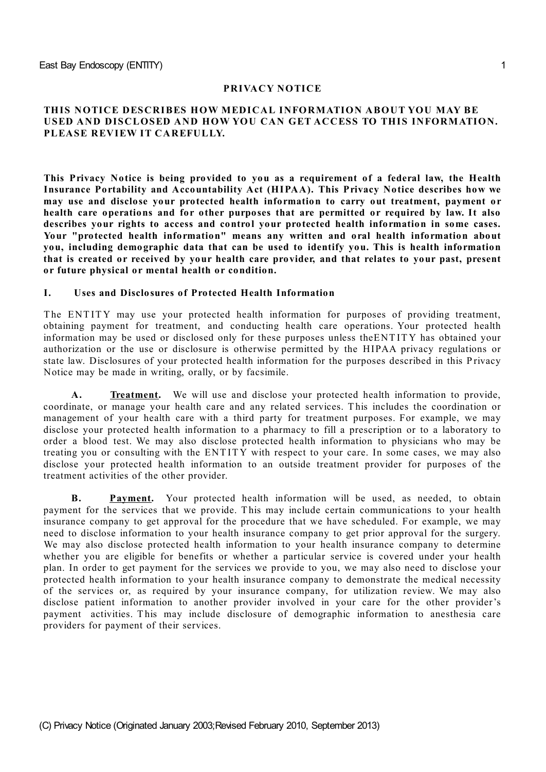# PRIVACY NOTICE

**THIS NOTICE DESCRIBES HOW MEDICAL INFORMATION ABOUT YOU MAY BE USED AND DISCLOSED AND HOW YOU CAN GET ACCESS TO THIS INFORMATION. PLEASE REVIEW IT CAREFULLY.**

**This Privacy Notice is being provided to you as a requirement of a federal law, the Health Insurance Portability and Accountability Act (HIPAA). This Privacy Notice describes how we may use and disclose your protected health information to carry out treatment, payment or health care operations and for other purposes that are permitted or required by law. It also describes your rights to access and control your protected health information in some cases. Your "protected health information" means any written and oral health information about you, including demographic data that can be used to identify you. This is health information that is created or received by your health care provider, and that relates to your past, present or future physical or mental health or condition.**

## I. Uses and Disclosures of Protected Health Information

The ENTITY may use your protected health information for purposes of providing treatment, obtaining payment for treatment, and conducting health care operations. Your protected health information may be used or disclosed only for these purposes unless theENTITY has obtained your authorization or the use or disclosure is otherwise permitted by the HIPAA privacy regulations or state law. Disclosures of your protected health information for the purposes described in this Privacy Notice may be made in writing, orally, or by facsimile.

**A. Treatment.** We will use and disclose your protected health information to provide, coordinate, or manage your health care and any related services. This includes the coordination or management of your health care with a third party for treatment purposes. For example, we may disclose your protected health information to a pharmacy to fill a prescription or to a laboratory to order a blood test. We may also disclose protected health information to physicians who may be treating you or consulting with the ENTITY with respect to your care. In some cases, we may also disclose your protected health information to an outside treatment provider for purposes of the treatment activities of the other provider.

**B. Payment.** Your protected health information will be used, as needed, to obtain payment for the services that we provide. This may include certain communications to your health insurance company to get approval for the procedure that we have scheduled. For example, we may need to disclose information to your health insurance company to get prior approval for the surgery. We may also disclose protected health information to your health insurance company to determine whether you are eligible for benefits or whether a particular service is covered under your health plan. In order to get payment for the services we provide to you, we may also need to disclose your protected health information to your health insurance company to demonstrate the medical necessity of the services or, as required by your insurance company, for utilization review. We may also disclose patient information to another provider involved in your care for the other provider's payment activities. This may include disclosure of demographic information to anesthesia care providers for payment of their services.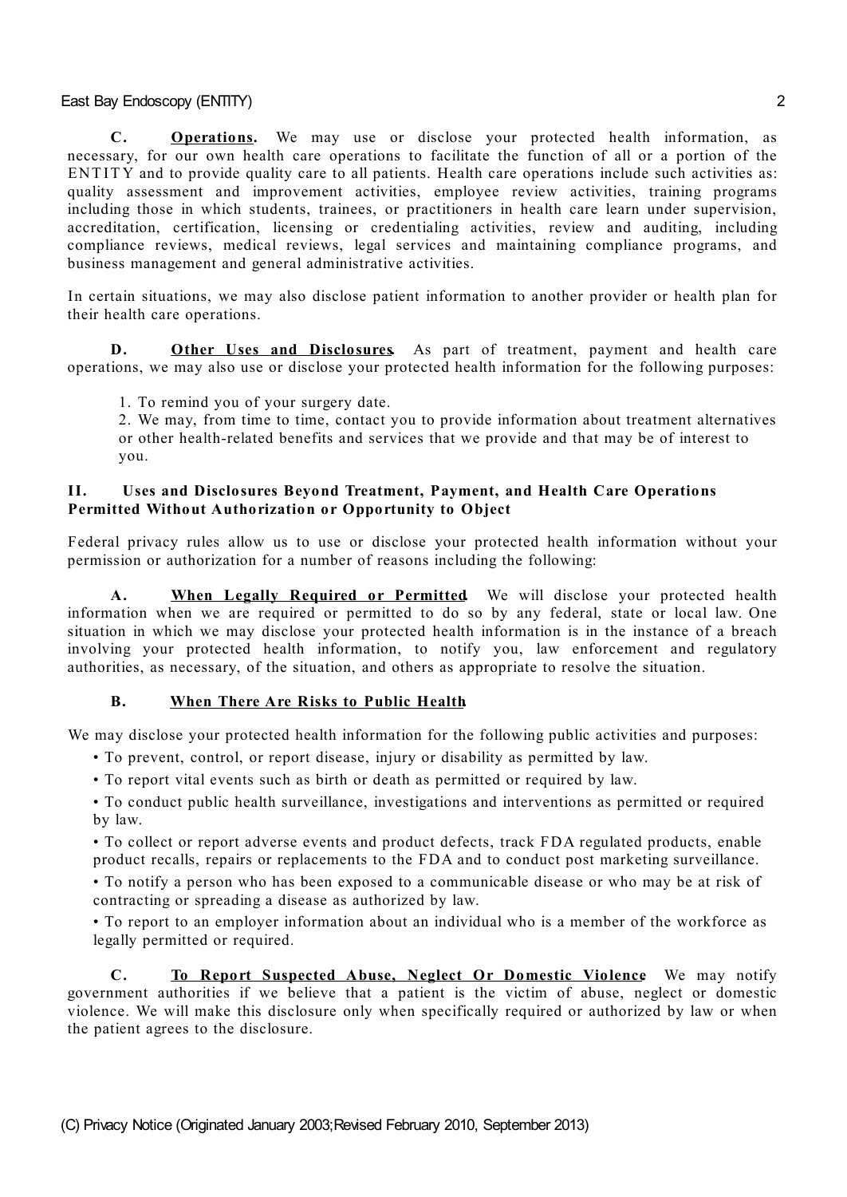**C. Operations.** We may use or disclose your protected health information, as necessary, for our own health care operations to facilitate the function of all or a portion of the ENTITY and to provide quality care to all patients. Health care operations include such activities as: quality assessment and improvement activities, employee review activities, training programs including those in which students, trainees, or practitioners in health care learn under supervision, accreditation, certification, licensing or credentialing activities, review and auditing, including compliance reviews, medical reviews, legal services and maintaining compliance programs, and business management and general administrative activities.

In certain situations, we may also disclose patient information to another provider or health plan for their health care operations.

**D. Other Uses and Disclosures.** As part of treatment, payment and health care operations, we may also use or disclose your protected health information for the following purposes:

1. To remind you of your surgery date.
2. We may, from time to time, contact you to provide information about treatment alternatives or other health-related benefits and services that we provide and that may be of interest to you.

## II. Uses and Disclosures Beyond Treatment, Payment, and Health Care Operations Permitted Without Authorization or Opportunity to Object

Federal privacy rules allow us to use or disclose your protected health information without your permission or authorization for a number of reasons including the following:

**A. When Legally Required or Permitted.** We will disclose your protected health information when we are required or permitted to do so by any federal, state or local law. One situation in which we may disclose your protected health information is in the instance of a breach involving your protected health information, to notify you, law enforcement and regulatory authorities, as necessary, of the situation, and others as appropriate to resolve the situation.

**B. When There Are Risks to Public Health.**

We may disclose your protected health information for the following public activities and purposes:

- To prevent, control, or report disease, injury or disability as permitted by law.
- To report vital events such as birth or death as permitted or required by law.
- To conduct public health surveillance, investigations and interventions as permitted or required by law.
- To collect or report adverse events and product defects, track FDA regulated products, enable product recalls, repairs or replacements to the FDA and to conduct post marketing surveillance.
- To notify a person who has been exposed to a communicable disease or who may be at risk of contracting or spreading a disease as authorized by law.
- To report to an employer information about an individual who is a member of the workforce as legally permitted or required.

**C. To Report Suspected Abuse, Neglect Or Domestic Violence.** We may notify government authorities if we believe that a patient is the victim of abuse, neglect or domestic violence. We will make this disclosure only when specifically required or authorized by law or when the patient agrees to the disclosure.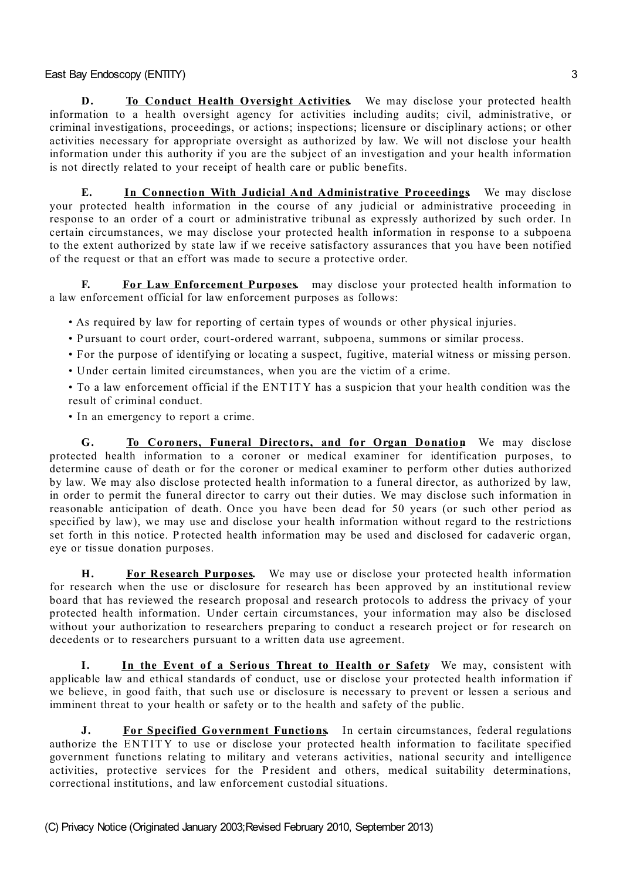**D. To Conduct Health Oversight Activities.** We may disclose your protected health information to a health oversight agency for activities including audits; civil, administrative, or criminal investigations, proceedings, or actions; inspections; licensure or disciplinary actions; or other activities necessary for appropriate oversight as authorized by law. We will not disclose your health information under this authority if you are the subject of an investigation and your health information is not directly related to your receipt of health care or public benefits.

**E. In Connection With Judicial And Administrative Proceedings.** We may disclose your protected health information in the course of any judicial or administrative proceeding in response to an order of a court or administrative tribunal as expressly authorized by such order. In certain circumstances, we may disclose your protected health information in response to a subpoena to the extent authorized by state law if we receive satisfactory assurances that you have been notified of the request or that an effort was made to secure a protective order.

**F. For Law Enforcement Purposes.** may disclose your protected health information to a law enforcement official for law enforcement purposes as follows:

- As required by law for reporting of certain types of wounds or other physical injuries.
- Pursuant to court order, court-ordered warrant, subpoena, summons or similar process.
- For the purpose of identifying or locating a suspect, fugitive, material witness or missing person.
- Under certain limited circumstances, when you are the victim of a crime.
- To a law enforcement official if the ENTITY has a suspicion that your health condition was the result of criminal conduct.
- In an emergency to report a crime.

**G. To Coroners, Funeral Directors, and for Organ Donation.** We may disclose protected health information to a coroner or medical examiner for identification purposes, to determine cause of death or for the coroner or medical examiner to perform other duties authorized by law. We may also disclose protected health information to a funeral director, as authorized by law, in order to permit the funeral director to carry out their duties. We may disclose such information in reasonable anticipation of death. Once you have been dead for 50 years (or such other period as specified by law), we may use and disclose your health information without regard to the restrictions set forth in this notice. Protected health information may be used and disclosed for cadaveric organ, eye or tissue donation purposes.

**H. For Research Purposes.** We may use or disclose your protected health information for research when the use or disclosure for research has been approved by an institutional review board that has reviewed the research proposal and research protocols to address the privacy of your protected health information. Under certain circumstances, your information may also be disclosed without your authorization to researchers preparing to conduct a research project or for research on decedents or to researchers pursuant to a written data use agreement.

**I. In the Event of a Serious Threat to Health or Safety.** We may, consistent with applicable law and ethical standards of conduct, use or disclose your protected health information if we believe, in good faith, that such use or disclosure is necessary to prevent or lessen a serious and imminent threat to your health or safety or to the health and safety of the public.

**J. For Specified Government Functions.** In certain circumstances, federal regulations authorize the ENTITY to use or disclose your protected health information to facilitate specified government functions relating to military and veterans activities, national security and intelligence activities, protective services for the President and others, medical suitability determinations, correctional institutions, and law enforcement custodial situations.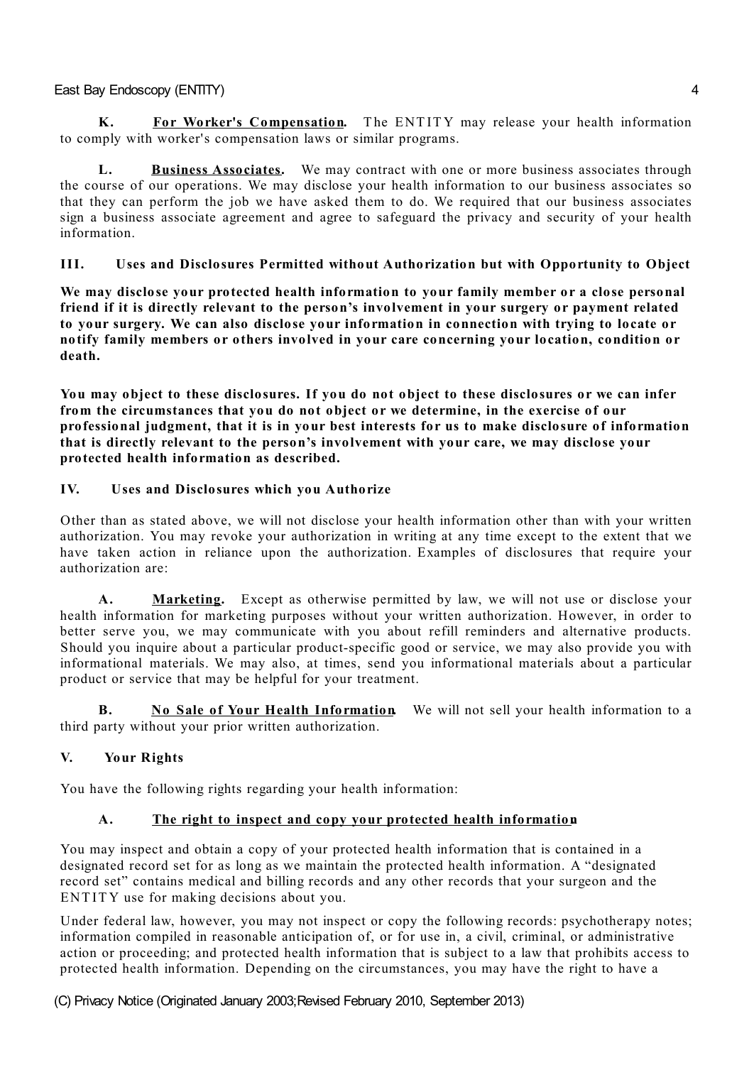**K. For Worker's Compensation.** The ENTITY may release your health information to comply with worker's compensation laws or similar programs.

**L. Business Associates.** We may contract with one or more business associates through the course of our operations. We may disclose your health information to our business associates so that they can perform the job we have asked them to do. We required that our business associates sign a business associate agreement and agree to safeguard the privacy and security of your health information.

## III. Uses and Disclosures Permitted without Authorization but with Opportunity to Object

**We may disclose your protected health information to your family member or a close personal friend if it is directly relevant to the person's involvement in your surgery or payment related to your surgery. We can also disclose your information in connection with trying to locate or notify family members or others involved in your care concerning your location, condition or death.**

**You may object to these disclosures. If you do not object to these disclosures or we can infer from the circumstances that you do not object or we determine, in the exercise of our professional judgment, that it is in your best interests for us to make disclosure of information that is directly relevant to the person's involvement with your care, we may disclose your protected health information as described.**

## IV. Uses and Disclosures which you Authorize

Other than as stated above, we will not disclose your health information other than with your written authorization. You may revoke your authorization in writing at any time except to the extent that we have taken action in reliance upon the authorization. Examples of disclosures that require your authorization are:

**A. Marketing.** Except as otherwise permitted by law, we will not use or disclose your health information for marketing purposes without your written authorization. However, in order to better serve you, we may communicate with you about refill reminders and alternative products. Should you inquire about a particular product-specific good or service, we may also provide you with informational materials. We may also, at times, send you informational materials about a particular product or service that may be helpful for your treatment.

**B. No Sale of Your Health Information.** We will not sell your health information to a third party without your prior written authorization.

## V. Your Rights

You have the following rights regarding your health information:

### A. The right to inspect and copy your protected health information

You may inspect and obtain a copy of your protected health information that is contained in a designated record set for as long as we maintain the protected health information. A "designated record set" contains medical and billing records and any other records that your surgeon and the ENTITY use for making decisions about you.

Under federal law, however, you may not inspect or copy the following records: psychotherapy notes; information compiled in reasonable anticipation of, or for use in, a civil, criminal, or administrative action or proceeding; and protected health information that is subject to a law that prohibits access to protected health information. Depending on the circumstances, you may have the right to have a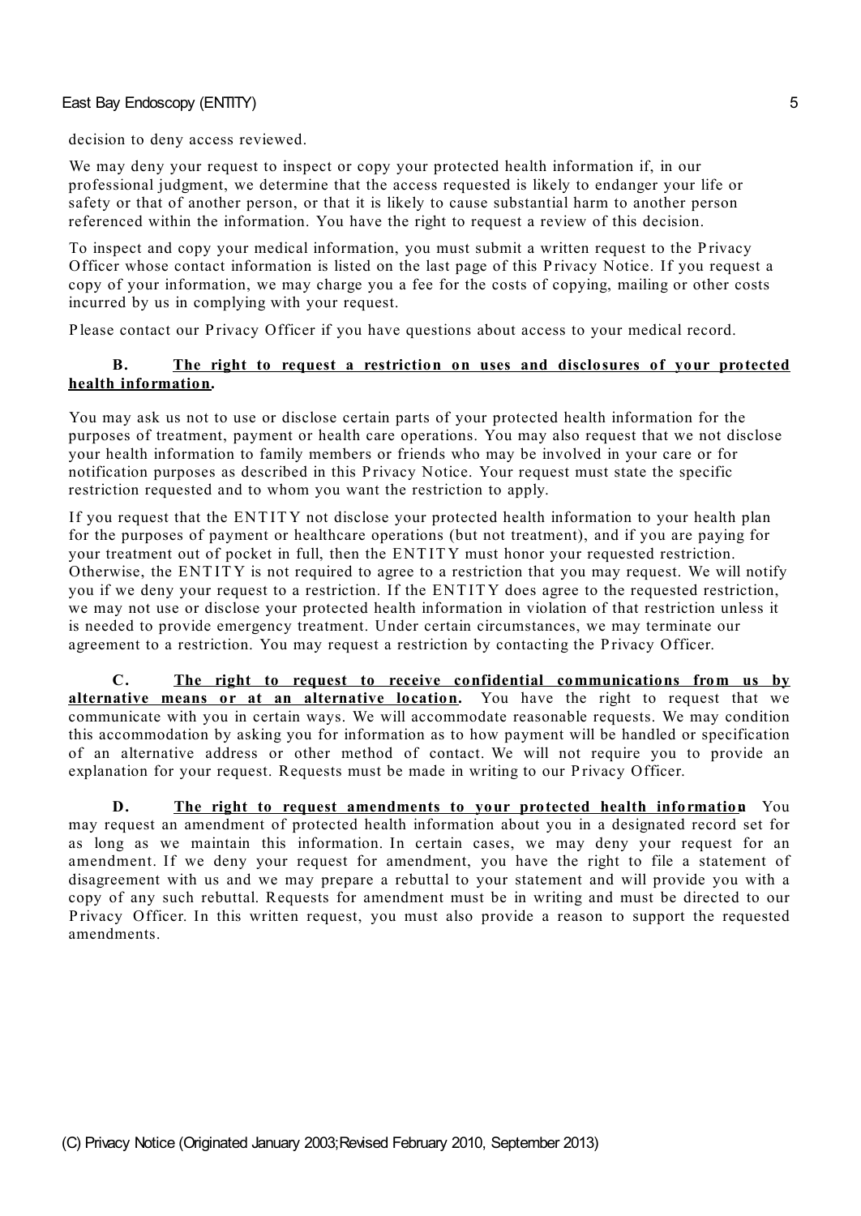decision to deny access reviewed.

We may deny your request to inspect or copy your protected health information if, in our professional judgment, we determine that the access requested is likely to endanger your life or safety or that of another person, or that it is likely to cause substantial harm to another person referenced within the information. You have the right to request a review of this decision.

To inspect and copy your medical information, you must submit a written request to the Privacy Officer whose contact information is listed on the last page of this Privacy Notice. If you request a copy of your information, we may charge you a fee for the costs of copying, mailing or other costs incurred by us in complying with your request.

Please contact our Privacy Officer if you have questions about access to your medical record.

**B. <u>The right to request a restriction on uses and disclosures of your protected health information</u>.**

You may ask us not to use or disclose certain parts of your protected health information for the purposes of treatment, payment or health care operations. You may also request that we not disclose your health information to family members or friends who may be involved in your care or for notification purposes as described in this Privacy Notice. Your request must state the specific restriction requested and to whom you want the restriction to apply.

If you request that the ENTITY not disclose your protected health information to your health plan for the purposes of payment or healthcare operations (but not treatment), and if you are paying for your treatment out of pocket in full, then the ENTITY must honor your requested restriction. Otherwise, the ENTITY is not required to agree to a restriction that you may request. We will notify you if we deny your request to a restriction. If the ENTITY does agree to the requested restriction, we may not use or disclose your protected health information in violation of that restriction unless it is needed to provide emergency treatment. Under certain circumstances, we may terminate our agreement to a restriction. You may request a restriction by contacting the Privacy Officer.

**C. <u>The right to request to receive confidential communications from us by alternative means or at an alternative location</u>.** You have the right to request that we communicate with you in certain ways. We will accommodate reasonable requests. We may condition this accommodation by asking you for information as to how payment will be handled or specification of an alternative address or other method of contact. We will not require you to provide an explanation for your request. Requests must be made in writing to our Privacy Officer.

**D. <u>The right to request amendments to your protected health information</u>.** You may request an amendment of protected health information about you in a designated record set for as long as we maintain this information. In certain cases, we may deny your request for an amendment. If we deny your request for amendment, you have the right to file a statement of disagreement with us and we may prepare a rebuttal to your statement and will provide you with a copy of any such rebuttal. Requests for amendment must be in writing and must be directed to our Privacy Officer. In this written request, you must also provide a reason to support the requested amendments.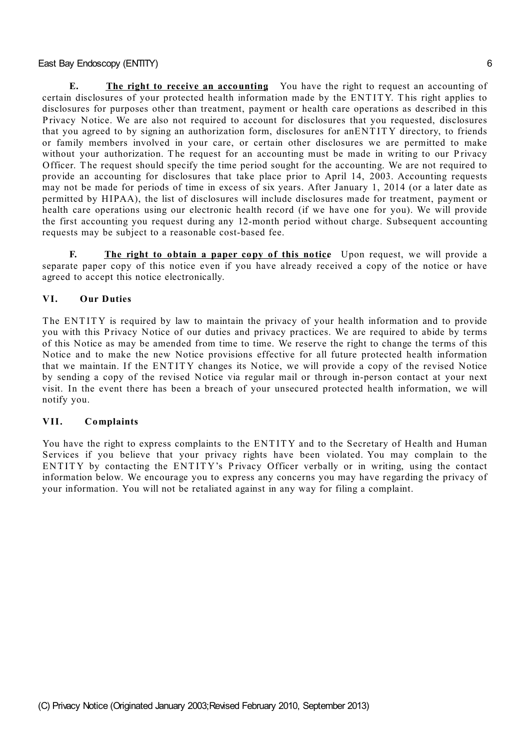**E. The right to receive an accounting** You have the right to request an accounting of certain disclosures of your protected health information made by the ENTITY. This right applies to disclosures for purposes other than treatment, payment or health care operations as described in this Privacy Notice. We are also not required to account for disclosures that you requested, disclosures that you agreed to by signing an authorization form, disclosures for anENTITY directory, to friends or family members involved in your care, or certain other disclosures we are permitted to make without your authorization. The request for an accounting must be made in writing to our Privacy Officer. The request should specify the time period sought for the accounting. We are not required to provide an accounting for disclosures that take place prior to April 14, 2003. Accounting requests may not be made for periods of time in excess of six years. After January 1, 2014 (or a later date as permitted by HIPAA), the list of disclosures will include disclosures made for treatment, payment or health care operations using our electronic health record (if we have one for you). We will provide the first accounting you request during any 12-month period without charge. Subsequent accounting requests may be subject to a reasonable cost-based fee.

**F. The right to obtain a paper copy of this notice** Upon request, we will provide a separate paper copy of this notice even if you have already received a copy of the notice or have agreed to accept this notice electronically.

## VI. Our Duties

The ENTITY is required by law to maintain the privacy of your health information and to provide you with this Privacy Notice of our duties and privacy practices. We are required to abide by terms of this Notice as may be amended from time to time. We reserve the right to change the terms of this Notice and to make the new Notice provisions effective for all future protected health information that we maintain. If the ENTITY changes its Notice, we will provide a copy of the revised Notice by sending a copy of the revised Notice via regular mail or through in-person contact at your next visit. In the event there has been a breach of your unsecured protected health information, we will notify you.

## VII. Complaints

You have the right to express complaints to the ENTITY and to the Secretary of Health and Human Services if you believe that your privacy rights have been violated. You may complain to the ENTITY by contacting the ENTITY's Privacy Officer verbally or in writing, using the contact information below. We encourage you to express any concerns you may have regarding the privacy of your information. You will not be retaliated against in any way for filing a complaint.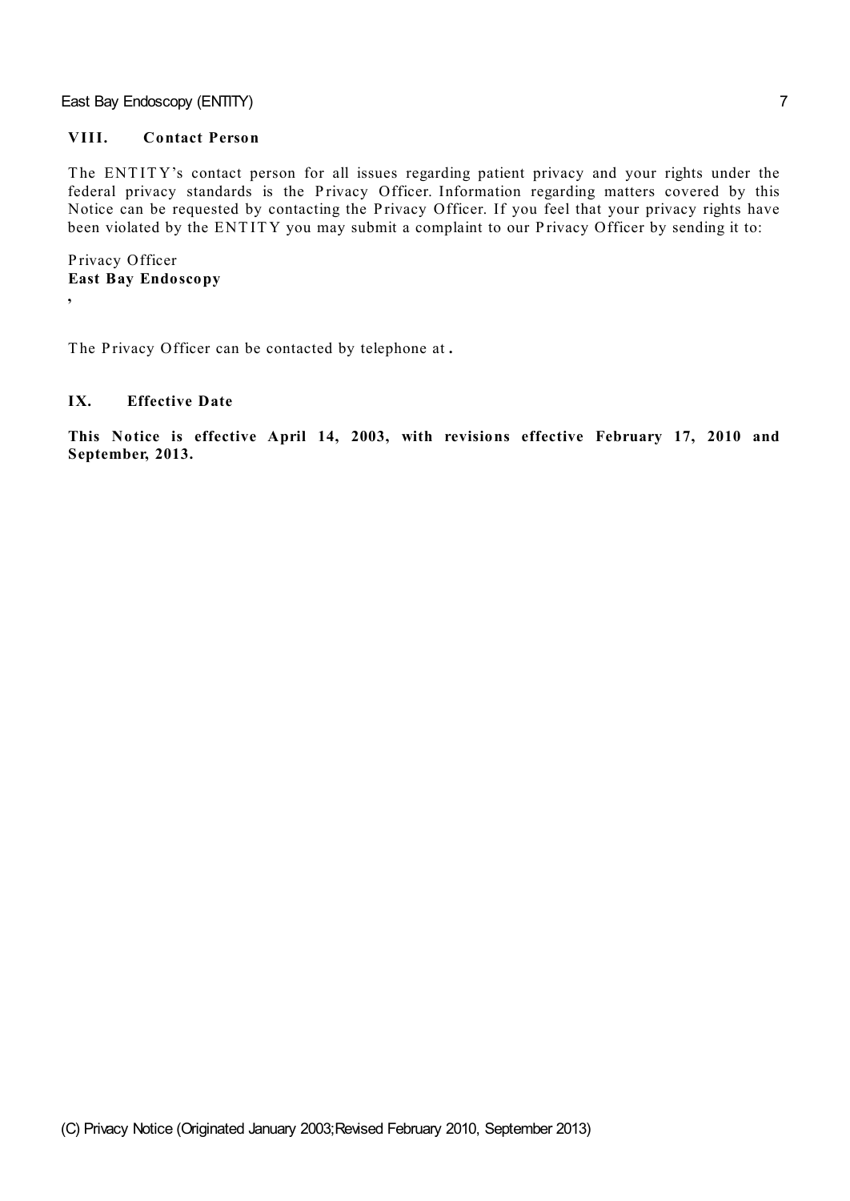## VIII. Contact Person

The ENTITY's contact person for all issues regarding patient privacy and your rights under the federal privacy standards is the Privacy Officer. Information regarding matters covered by this Notice can be requested by contacting the Privacy Officer. If you feel that your privacy rights have been violated by the ENTITY you may submit a complaint to our Privacy Officer by sending it to:

Privacy Officer
**East Bay Endoscopy**
,

The Privacy Officer can be contacted by telephone at **.**

## IX. Effective Date

**This Notice is effective April 14, 2003, with revisions effective February 17, 2010 and September, 2013.**

(C) Privacy Notice (Originated January 2003;Revised February 2010, September 2013)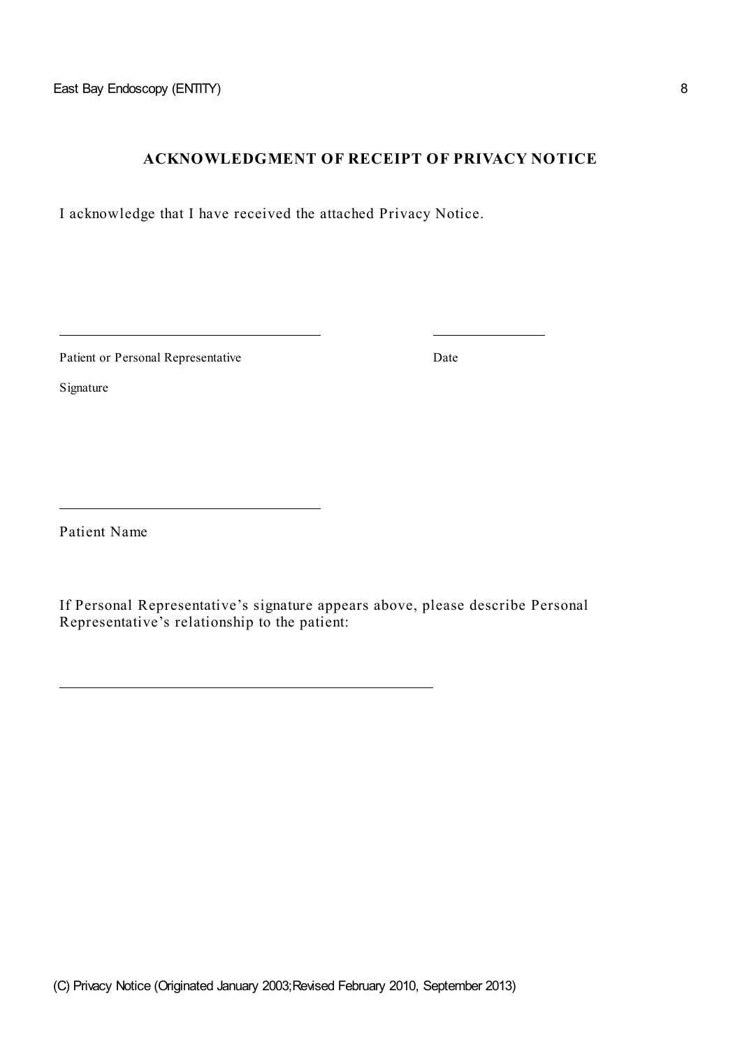## ACKNOWLEDGMENT OF RECEIPT OF PRIVACY NOTICE

I acknowledge that I have received the attached Privacy Notice.

\_\_\_\_\_\_\_\_\_\_\_\_\_\_\_\_\_\_\_\_\_\_\_\_\_\_\_\_\_\_\_\_\_\_\_\_ \_\_\_\_\_\_\_\_\_\_\_\_\_\_\_\_

Patient or Personal Representative Signature                                                  Date

\_\_\_\_\_\_\_\_\_\_\_\_\_\_\_\_\_\_\_\_\_\_\_\_\_\_\_\_\_\_\_\_\_\_\_\_

Patient Name

If Personal Representative's signature appears above, please describe Personal Representative's relationship to the patient:

\_\_\_\_\_\_\_\_\_\_\_\_\_\_\_\_\_\_\_\_\_\_\_\_\_\_\_\_\_\_\_\_\_\_\_\_\_\_\_\_\_\_\_\_\_\_\_\_

(C) Privacy Notice (Originated January 2003;Revised February 2010, September 2013)